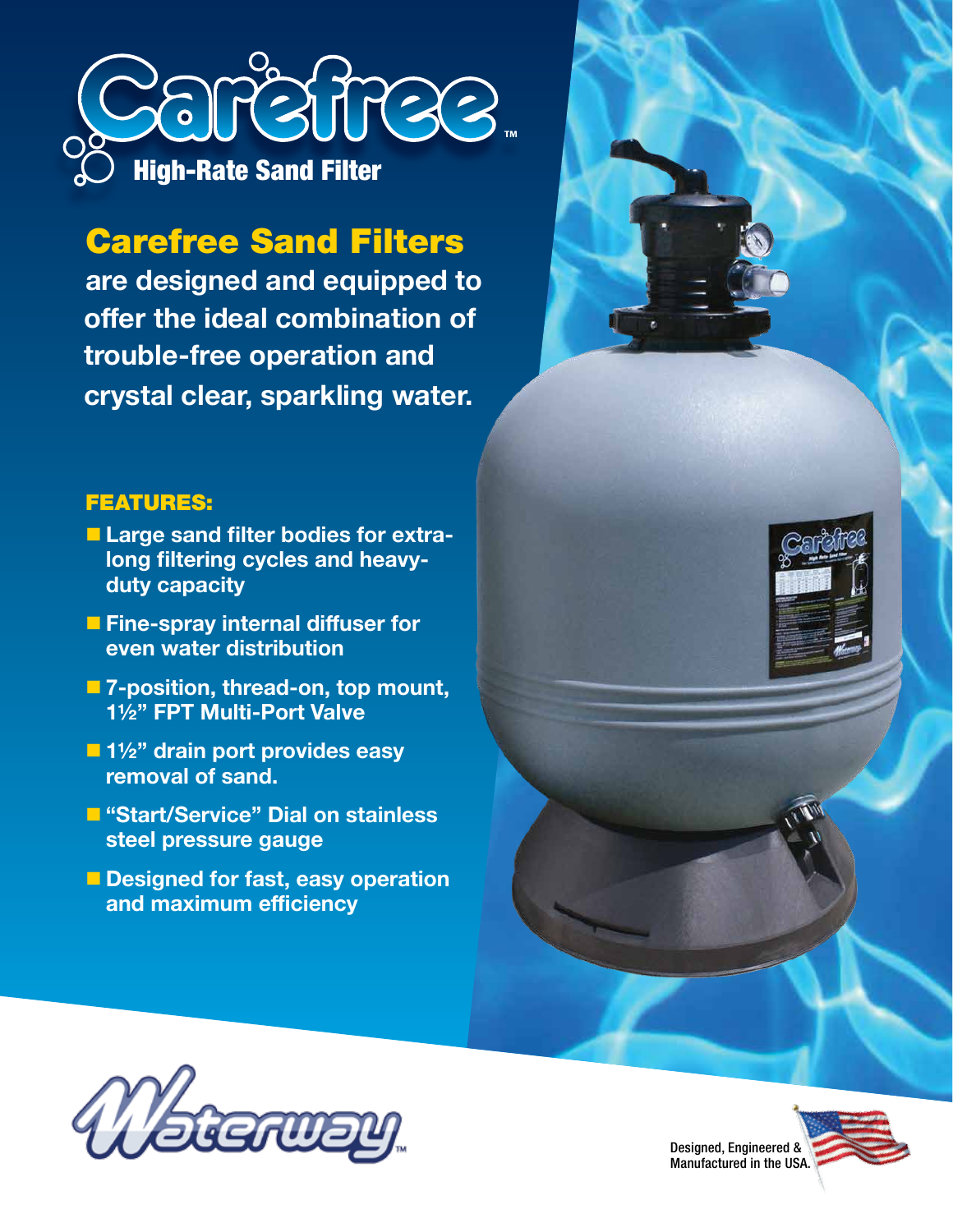# Carefree™

## High-Rate Sand Filter

**Carefree Sand Filters**
**are designed and equipped to offer the ideal combination of trouble-free operation and crystal clear, sparkling water.**

### FEATURES:

- **Large sand filter bodies for extra-long filtering cycles and heavy-duty capacity**
- **Fine-spray internal diffuser for even water distribution**
- **7-position, thread-on, top mount, 1½" FPT Multi-Port Valve**
- **1½" drain port provides easy removal of sand.**
- **"Start/Service" Dial on stainless steel pressure gauge**
- **Designed for fast, easy operation and maximum efficiency**

Waterway™

Designed, Engineered & Manufactured in the USA.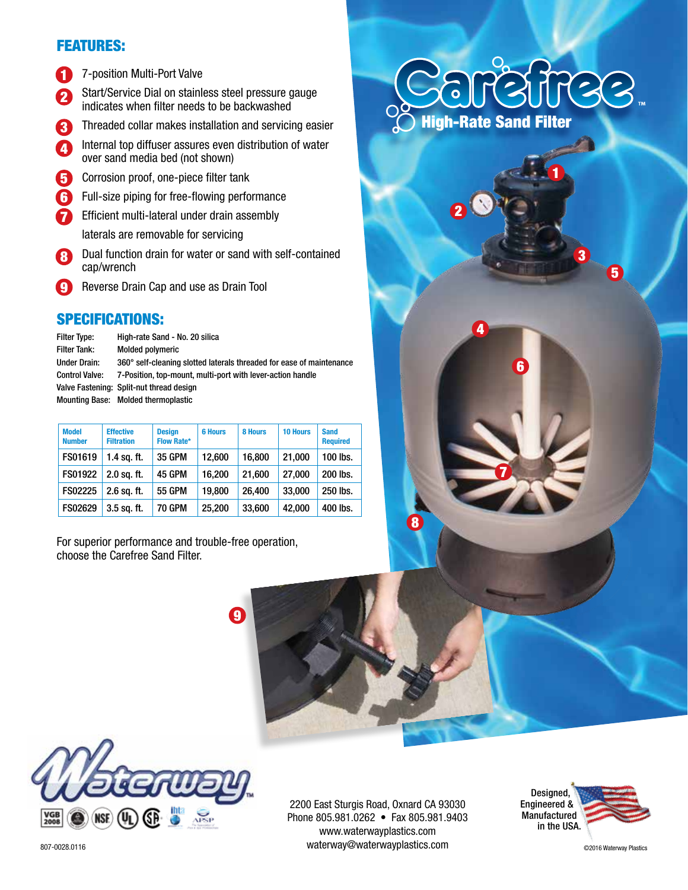## FEATURES:

1. 7-position Multi-Port Valve
2. Start/Service Dial on stainless steel pressure gauge indicates when filter needs to be backwashed
3. Threaded collar makes installation and servicing easier
4. Internal top diffuser assures even distribution of water over sand media bed (not shown)
5. Corrosion proof, one-piece filter tank
6. Full-size piping for free-flowing performance
7. Efficient multi-lateral under drain assembly laterals are removable for servicing
8. Dual function drain for water or sand with self-contained cap/wrench
9. Reverse Drain Cap and use as Drain Tool

## SPECIFICATIONS:

Filter Type: High-rate Sand - No. 20 silica
Filter Tank: Molded polymeric
Under Drain: 360° self-cleaning slotted laterals threaded for ease of maintenance
Control Valve: 7-Position, top-mount, multi-port with lever-action handle
Valve Fastening: Split-nut thread design
Mounting Base: Molded thermoplastic

| Model Number | Effective Filtration | Design Flow Rate* | 6 Hours | 8 Hours | 10 Hours | Sand Required |
|---|---|---|---|---|---|---|
| FS01619 | 1.4 sq. ft. | 35 GPM | 12,600 | 16,800 | 21,000 | 100 lbs. |
| FS01922 | 2.0 sq. ft. | 45 GPM | 16,200 | 21,600 | 27,000 | 200 lbs. |
| FS02225 | 2.6 sq. ft. | 55 GPM | 19,800 | 26,400 | 33,000 | 250 lbs. |
| FS02629 | 3.5 sq. ft. | 70 GPM | 25,200 | 33,600 | 42,000 | 400 lbs. |

For superior performance and trouble-free operation, choose the Carefree Sand Filter.

# Carefree™

High-Rate Sand Filter

Waterway™

2200 East Sturgis Road, Oxnard CA 93030
Phone 805.981.0262 • Fax 805.981.9403
www.waterwayplastics.com
waterway@waterwayplastics.com

Designed, Engineered & Manufactured in the USA.

807-0028.0116

©2016 Waterway Plastics